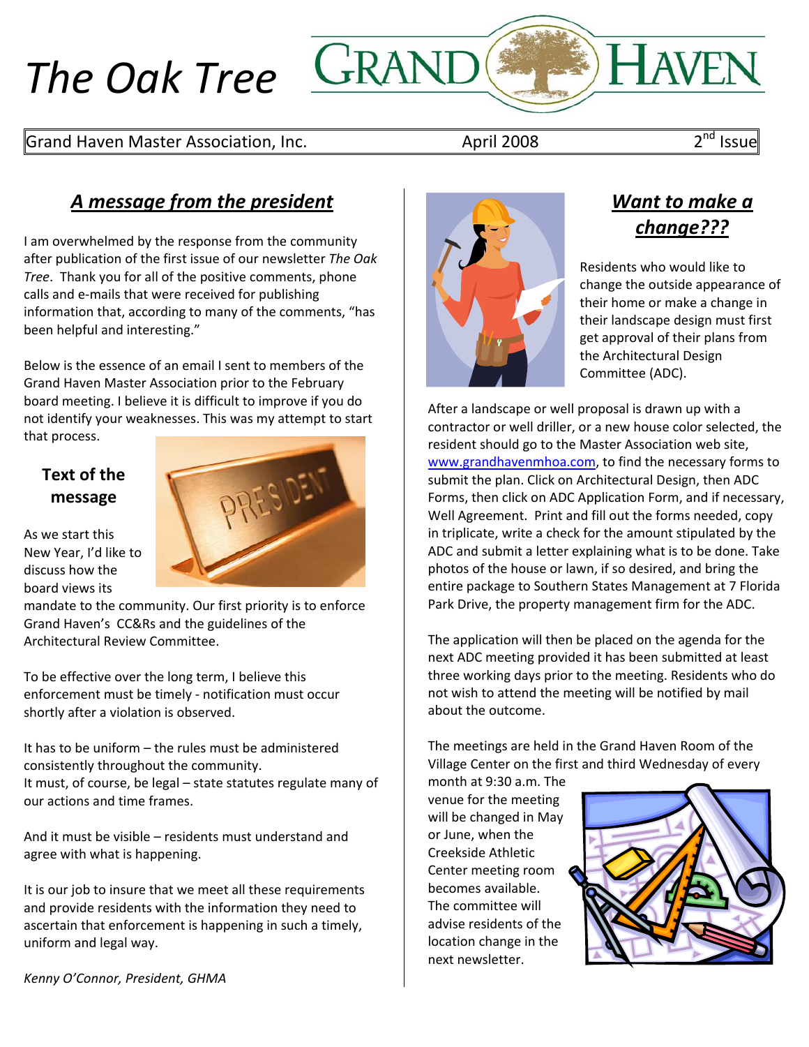# *The Oak Tree*

GRAND HAVEN

Grand Haven Master Association, Inc. | April 2008 | 2nd Issue

## *A message from the president*

I am overwhelmed by the response from the community after publication of the first issue of our newsletter *The Oak Tree*. Thank you for all of the positive comments, phone calls and e-mails that were received for publishing information that, according to many of the comments, "has been helpful and interesting."

Below is the essence of an email I sent to members of the Grand Haven Master Association prior to the February board meeting. I believe it is difficult to improve if you do not identify your weaknesses. This was my attempt to start that process.

### Text of the message

As we start this New Year, I'd like to discuss how the board views its mandate to the community. Our first priority is to enforce Grand Haven's CC&Rs and the guidelines of the Architectural Review Committee.

To be effective over the long term, I believe this enforcement must be timely - notification must occur shortly after a violation is observed.

It has to be uniform – the rules must be administered consistently throughout the community.
It must, of course, be legal – state statutes regulate many of our actions and time frames.

And it must be visible – residents must understand and agree with what is happening.

It is our job to insure that we meet all these requirements and provide residents with the information they need to ascertain that enforcement is happening in such a timely, uniform and legal way.

*Kenny O'Connor, President, GHMA*

## *Want to make a change???*

Residents who would like to change the outside appearance of their home or make a change in their landscape design must first get approval of their plans from the Architectural Design Committee (ADC).

After a landscape or well proposal is drawn up with a contractor or well driller, or a new house color selected, the resident should go to the Master Association web site, www.grandhavenmhoa.com, to find the necessary forms to submit the plan. Click on Architectural Design, then ADC Forms, then click on ADC Application Form, and if necessary, Well Agreement. Print and fill out the forms needed, copy in triplicate, write a check for the amount stipulated by the ADC and submit a letter explaining what is to be done. Take photos of the house or lawn, if so desired, and bring the entire package to Southern States Management at 7 Florida Park Drive, the property management firm for the ADC.

The application will then be placed on the agenda for the next ADC meeting provided it has been submitted at least three working days prior to the meeting. Residents who do not wish to attend the meeting will be notified by mail about the outcome.

The meetings are held in the Grand Haven Room of the Village Center on the first and third Wednesday of every month at 9:30 a.m. The venue for the meeting will be changed in May or June, when the Creekside Athletic Center meeting room becomes available. The committee will advise residents of the location change in the next newsletter.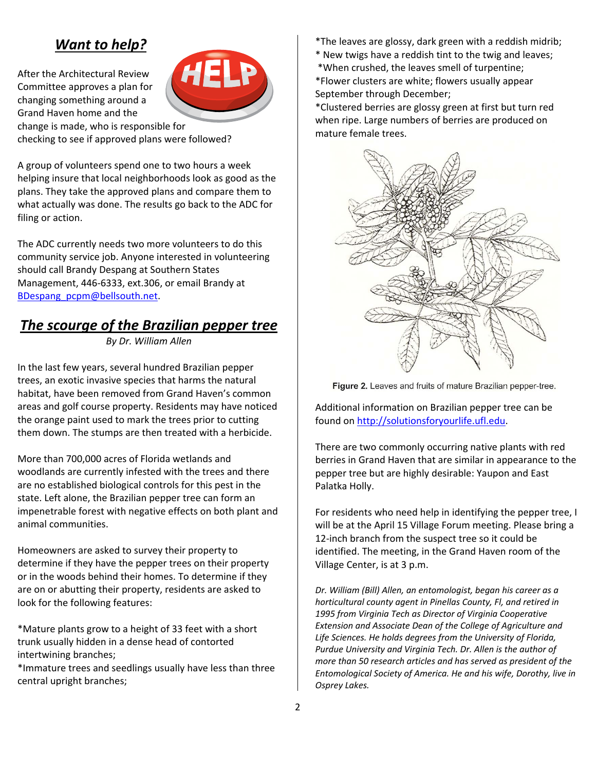## *Want to help?*

After the Architectural Review Committee approves a plan for changing something around a Grand Haven home and the change is made, who is responsible for checking to see if approved plans were followed?

A group of volunteers spend one to two hours a week helping insure that local neighborhoods look as good as the plans. They take the approved plans and compare them to what actually was done. The results go back to the ADC for filing or action.

The ADC currently needs two more volunteers to do this community service job. Anyone interested in volunteering should call Brandy Despang at Southern States Management, 446-6333, ext.306, or email Brandy at [BDespang_pcpm@bellsouth.net](mailto:BDespang_pcpm@bellsouth.net).

## *The scourge of the Brazilian pepper tree*

*By Dr. William Allen*

In the last few years, several hundred Brazilian pepper trees, an exotic invasive species that harms the natural habitat, have been removed from Grand Haven's common areas and golf course property. Residents may have noticed the orange paint used to mark the trees prior to cutting them down. The stumps are then treated with a herbicide.

More than 700,000 acres of Florida wetlands and woodlands are currently infested with the trees and there are no established biological controls for this pest in the state. Left alone, the Brazilian pepper tree can form an impenetrable forest with negative effects on both plant and animal communities.

Homeowners are asked to survey their property to determine if they have the pepper trees on their property or in the woods behind their homes. To determine if they are on or abutting their property, residents are asked to look for the following features:

*Mature plants grow to a height of 33 feet with a short trunk usually hidden in a dense head of contorted intertwining branches;
*Immature trees and seedlings usually have less than three central upright branches;
*The leaves are glossy, dark green with a reddish midrib;
* New twigs have a reddish tint to the twig and leaves;
*When crushed, the leaves smell of turpentine;
*Flower clusters are white; flowers usually appear September through December;
*Clustered berries are glossy green at first but turn red when ripe. Large numbers of berries are produced on mature female trees.

**Figure 2.** Leaves and fruits of mature Brazilian pepper-tree.

Additional information on Brazilian pepper tree can be found on [http://solutionsforyourlife.ufl.edu](http://solutionsforyourlife.ufl.edu).

There are two commonly occurring native plants with red berries in Grand Haven that are similar in appearance to the pepper tree but are highly desirable: Yaupon and East Palatka Holly.

For residents who need help in identifying the pepper tree, I will be at the April 15 Village Forum meeting. Please bring a 12-inch branch from the suspect tree so it could be identified. The meeting, in the Grand Haven room of the Village Center, is at 3 p.m.

*Dr. William (Bill) Allen, an entomologist, began his career as a horticultural county agent in Pinellas County, Fl, and retired in 1995 from Virginia Tech as Director of Virginia Cooperative Extension and Associate Dean of the College of Agriculture and Life Sciences. He holds degrees from the University of Florida, Purdue University and Virginia Tech. Dr. Allen is the author of more than 50 research articles and has served as president of the Entomological Society of America. He and his wife, Dorothy, live in Osprey Lakes.*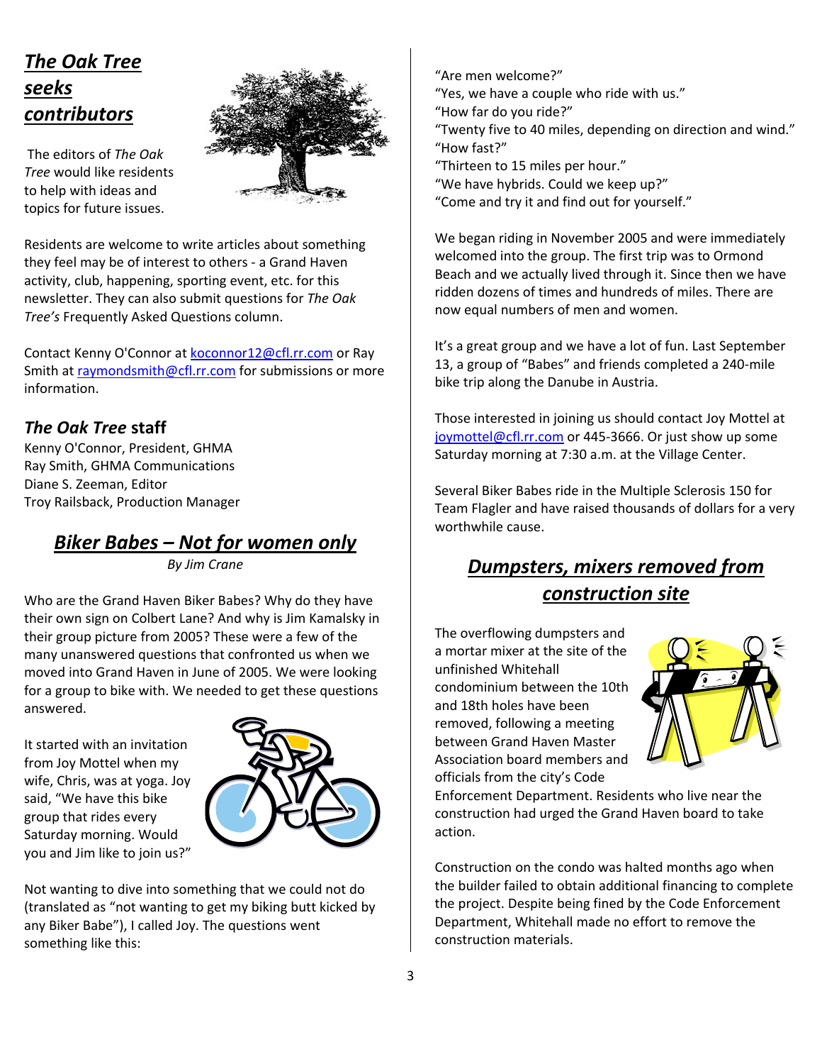## *The Oak Tree seeks contributors*

The editors of *The Oak Tree* would like residents to help with ideas and topics for future issues.

Residents are welcome to write articles about something they feel may be of interest to others - a Grand Haven activity, club, happening, sporting event, etc. for this newsletter. They can also submit questions for *The Oak Tree's* Frequently Asked Questions column.

Contact Kenny O'Connor at koconnor12@cfl.rr.com or Ray Smith at raymondsmith@cfl.rr.com for submissions or more information.

### *The Oak Tree* staff

Kenny O'Connor, President, GHMA
Ray Smith, GHMA Communications
Diane S. Zeeman, Editor
Troy Railsback, Production Manager

## *Biker Babes – Not for women only*

*By Jim Crane*

Who are the Grand Haven Biker Babes? Why do they have their own sign on Colbert Lane? And why is Jim Kamalsky in their group picture from 2005? These were a few of the many unanswered questions that confronted us when we moved into Grand Haven in June of 2005. We were looking for a group to bike with. We needed to get these questions answered.

It started with an invitation from Joy Mottel when my wife, Chris, was at yoga. Joy said, "We have this bike group that rides every Saturday morning. Would you and Jim like to join us?"

Not wanting to dive into something that we could not do (translated as "not wanting to get my biking butt kicked by any Biker Babe"), I called Joy. The questions went something like this:

"Are men welcome?"
"Yes, we have a couple who ride with us."
"How far do you ride?"
"Twenty five to 40 miles, depending on direction and wind."
"How fast?"
"Thirteen to 15 miles per hour."
"We have hybrids. Could we keep up?"
"Come and try it and find out for yourself."

We began riding in November 2005 and were immediately welcomed into the group. The first trip was to Ormond Beach and we actually lived through it. Since then we have ridden dozens of times and hundreds of miles. There are now equal numbers of men and women.

It's a great group and we have a lot of fun. Last September 13, a group of "Babes" and friends completed a 240-mile bike trip along the Danube in Austria.

Those interested in joining us should contact Joy Mottel at joymottel@cfl.rr.com or 445-3666. Or just show up some Saturday morning at 7:30 a.m. at the Village Center.

Several Biker Babes ride in the Multiple Sclerosis 150 for Team Flagler and have raised thousands of dollars for a very worthwhile cause.

## *Dumpsters, mixers removed from construction site*

The overflowing dumpsters and a mortar mixer at the site of the unfinished Whitehall condominium between the 10th and 18th holes have been removed, following a meeting between Grand Haven Master Association board members and officials from the city's Code Enforcement Department. Residents who live near the construction had urged the Grand Haven board to take action.

Construction on the condo was halted months ago when the builder failed to obtain additional financing to complete the project. Despite being fined by the Code Enforcement Department, Whitehall made no effort to remove the construction materials.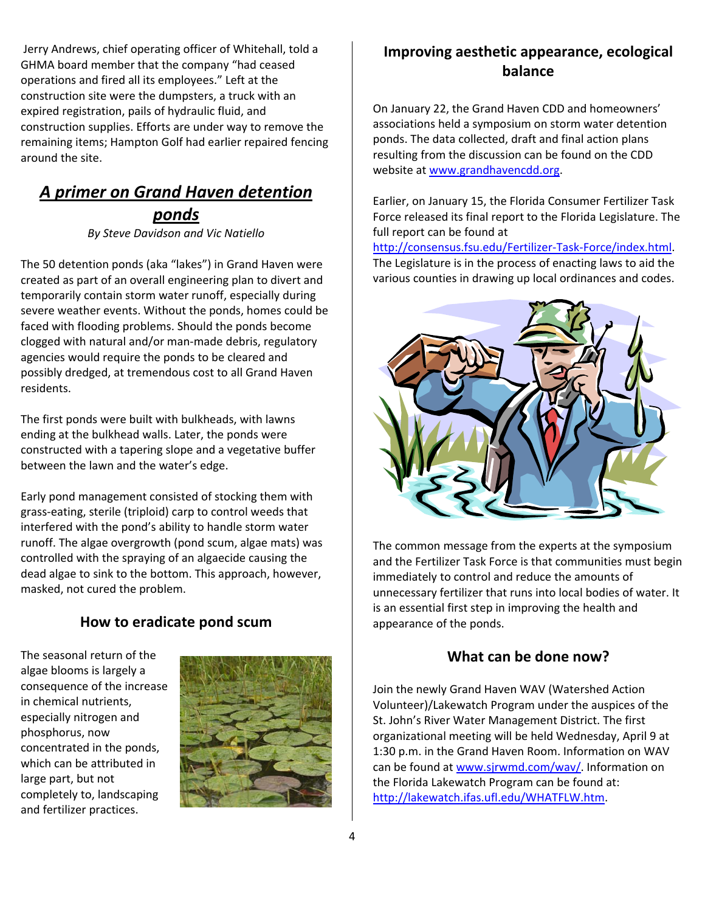Jerry Andrews, chief operating officer of Whitehall, told a GHMA board member that the company "had ceased operations and fired all its employees." Left at the construction site were the dumpsters, a truck with an expired registration, pails of hydraulic fluid, and construction supplies. Efforts are under way to remove the remaining items; Hampton Golf had earlier repaired fencing around the site.

## ***A primer on Grand Haven detention ponds***

*By Steve Davidson and Vic Natiello*

The 50 detention ponds (aka "lakes") in Grand Haven were created as part of an overall engineering plan to divert and temporarily contain storm water runoff, especially during severe weather events. Without the ponds, homes could be faced with flooding problems. Should the ponds become clogged with natural and/or man-made debris, regulatory agencies would require the ponds to be cleared and possibly dredged, at tremendous cost to all Grand Haven residents.

The first ponds were built with bulkheads, with lawns ending at the bulkhead walls. Later, the ponds were constructed with a tapering slope and a vegetative buffer between the lawn and the water's edge.

Early pond management consisted of stocking them with grass-eating, sterile (triploid) carp to control weeds that interfered with the pond's ability to handle storm water runoff. The algae overgrowth (pond scum, algae mats) was controlled with the spraying of an algaecide causing the dead algae to sink to the bottom. This approach, however, masked, not cured the problem.

### How to eradicate pond scum

The seasonal return of the algae blooms is largely a consequence of the increase in chemical nutrients, especially nitrogen and phosphorus, now concentrated in the ponds, which can be attributed in large part, but not completely to, landscaping and fertilizer practices.

### Improving aesthetic appearance, ecological balance

On January 22, the Grand Haven CDD and homeowners' associations held a symposium on storm water detention ponds. The data collected, draft and final action plans resulting from the discussion can be found on the CDD website at www.grandhavencdd.org.

Earlier, on January 15, the Florida Consumer Fertilizer Task Force released its final report to the Florida Legislature. The full report can be found at http://consensus.fsu.edu/Fertilizer-Task-Force/index.html. The Legislature is in the process of enacting laws to aid the various counties in drawing up local ordinances and codes.

The common message from the experts at the symposium and the Fertilizer Task Force is that communities must begin immediately to control and reduce the amounts of unnecessary fertilizer that runs into local bodies of water. It is an essential first step in improving the health and appearance of the ponds.

### What can be done now?

Join the newly Grand Haven WAV (Watershed Action Volunteer)/Lakewatch Program under the auspices of the St. John's River Water Management District. The first organizational meeting will be held Wednesday, April 9 at 1:30 p.m. in the Grand Haven Room. Information on WAV can be found at www.sjrwmd.com/wav/. Information on the Florida Lakewatch Program can be found at: http://lakewatch.ifas.ufl.edu/WHATFLW.htm.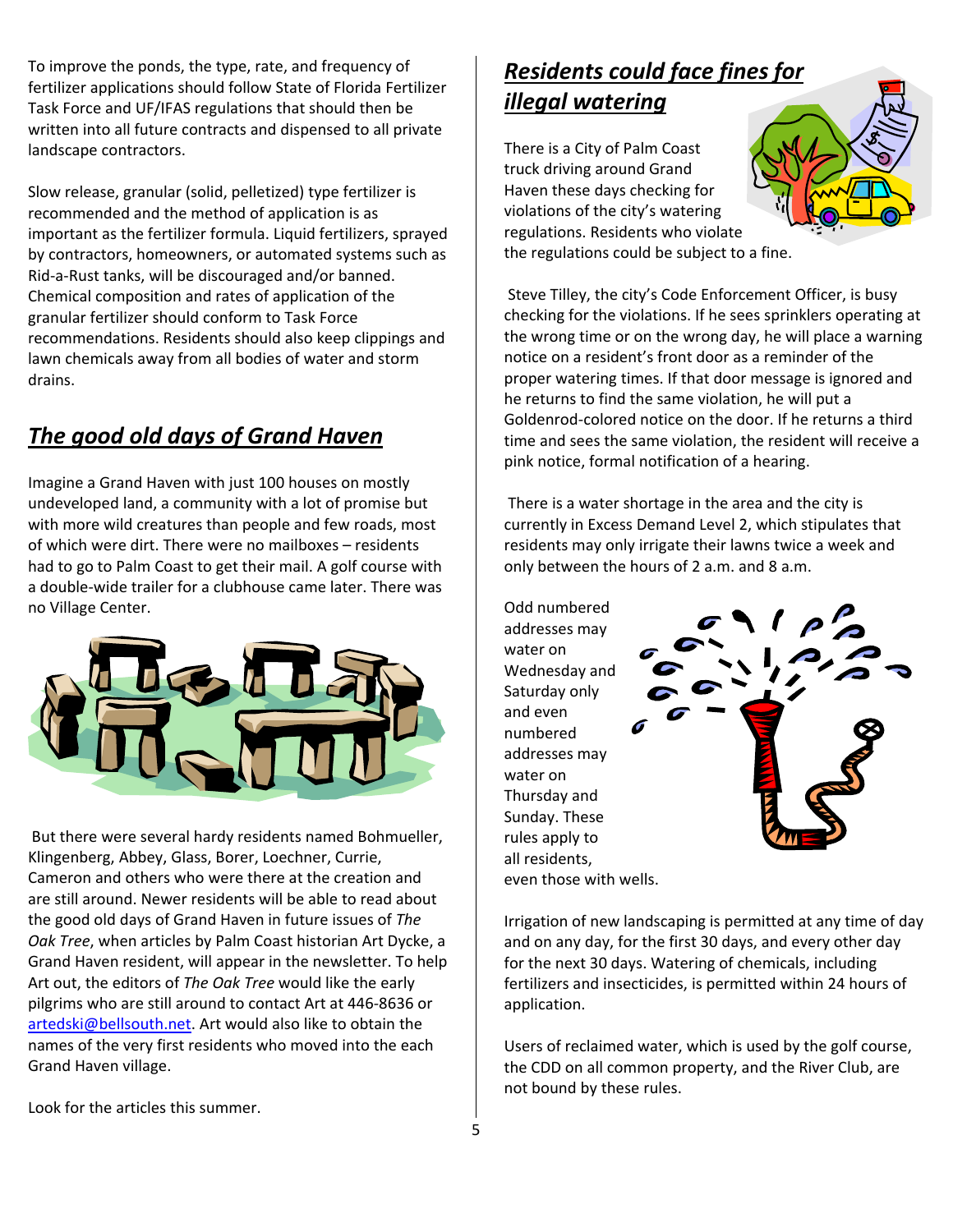To improve the ponds, the type, rate, and frequency of fertilizer applications should follow State of Florida Fertilizer Task Force and UF/IFAS regulations that should then be written into all future contracts and dispensed to all private landscape contractors.

Slow release, granular (solid, pelletized) type fertilizer is recommended and the method of application is as important as the fertilizer formula. Liquid fertilizers, sprayed by contractors, homeowners, or automated systems such as Rid-a-Rust tanks, will be discouraged and/or banned. Chemical composition and rates of application of the granular fertilizer should conform to Task Force recommendations. Residents should also keep clippings and lawn chemicals away from all bodies of water and storm drains.

## *The good old days of Grand Haven*

Imagine a Grand Haven with just 100 houses on mostly undeveloped land, a community with a lot of promise but with more wild creatures than people and few roads, most of which were dirt. There were no mailboxes – residents had to go to Palm Coast to get their mail. A golf course with a double-wide trailer for a clubhouse came later. There was no Village Center.

But there were several hardy residents named Bohmueller, Klingenberg, Abbey, Glass, Borer, Loechner, Currie, Cameron and others who were there at the creation and are still around. Newer residents will be able to read about the good old days of Grand Haven in future issues of *The Oak Tree*, when articles by Palm Coast historian Art Dycke, a Grand Haven resident, will appear in the newsletter. To help Art out, the editors of *The Oak Tree* would like the early pilgrims who are still around to contact Art at 446-8636 or artedski@bellsouth.net. Art would also like to obtain the names of the very first residents who moved into the each Grand Haven village.

Look for the articles this summer.

## *Residents could face fines for illegal watering*

There is a City of Palm Coast truck driving around Grand Haven these days checking for violations of the city's watering regulations. Residents who violate the regulations could be subject to a fine.

Steve Tilley, the city's Code Enforcement Officer, is busy checking for the violations. If he sees sprinklers operating at the wrong time or on the wrong day, he will place a warning notice on a resident's front door as a reminder of the proper watering times. If that door message is ignored and he returns to find the same violation, he will put a Goldenrod-colored notice on the door. If he returns a third time and sees the same violation, the resident will receive a pink notice, formal notification of a hearing.

There is a water shortage in the area and the city is currently in Excess Demand Level 2, which stipulates that residents may only irrigate their lawns twice a week and only between the hours of 2 a.m. and 8 a.m.

Odd numbered addresses may water on Wednesday and Saturday only and even numbered addresses may water on Thursday and Sunday. These rules apply to all residents, even those with wells.

Irrigation of new landscaping is permitted at any time of day and on any day, for the first 30 days, and every other day for the next 30 days. Watering of chemicals, including fertilizers and insecticides, is permitted within 24 hours of application.

Users of reclaimed water, which is used by the golf course, the CDD on all common property, and the River Club, are not bound by these rules.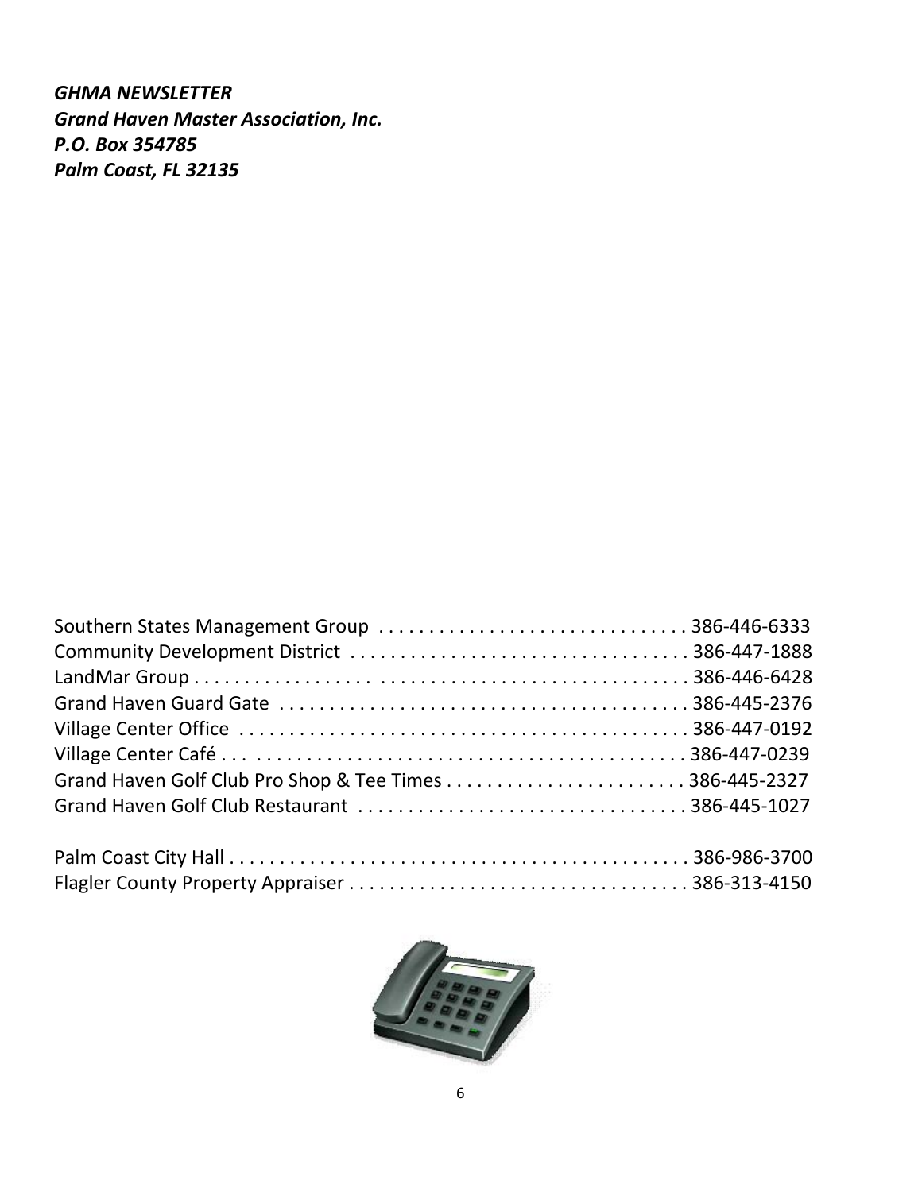***GHMA NEWSLETTER***
***Grand Haven Master Association, Inc.***
***P.O. Box 354785***
***Palm Coast, FL 32135***

Southern States Management Group . . . . . . . . . . . . . . . . . . . . . . . . . . . . . . 386-446-6333
Community Development District . . . . . . . . . . . . . . . . . . . . . . . . . . . . . . . . 386-447-1888
LandMar Group . . . . . . . . . . . . . . . . . . . . . . . . . . . . . . . . . . . . . . . . . . . . . . . . 386-446-6428
Grand Haven Guard Gate . . . . . . . . . . . . . . . . . . . . . . . . . . . . . . . . . . . . . . . . 386-445-2376
Village Center Office . . . . . . . . . . . . . . . . . . . . . . . . . . . . . . . . . . . . . . . . . . . . 386-447-0192
Village Center Café . . . . . . . . . . . . . . . . . . . . . . . . . . . . . . . . . . . . . . . . . . . . . 386-447-0239
Grand Haven Golf Club Pro Shop & Tee Times . . . . . . . . . . . . . . . . . . . . . . . 386-445-2327
Grand Haven Golf Club Restaurant . . . . . . . . . . . . . . . . . . . . . . . . . . . . . . . . 386-445-1027

Palm Coast City Hall . . . . . . . . . . . . . . . . . . . . . . . . . . . . . . . . . . . . . . . . . . . . . 386-986-3700
Flagler County Property Appraiser . . . . . . . . . . . . . . . . . . . . . . . . . . . . . . . . . 386-313-4150